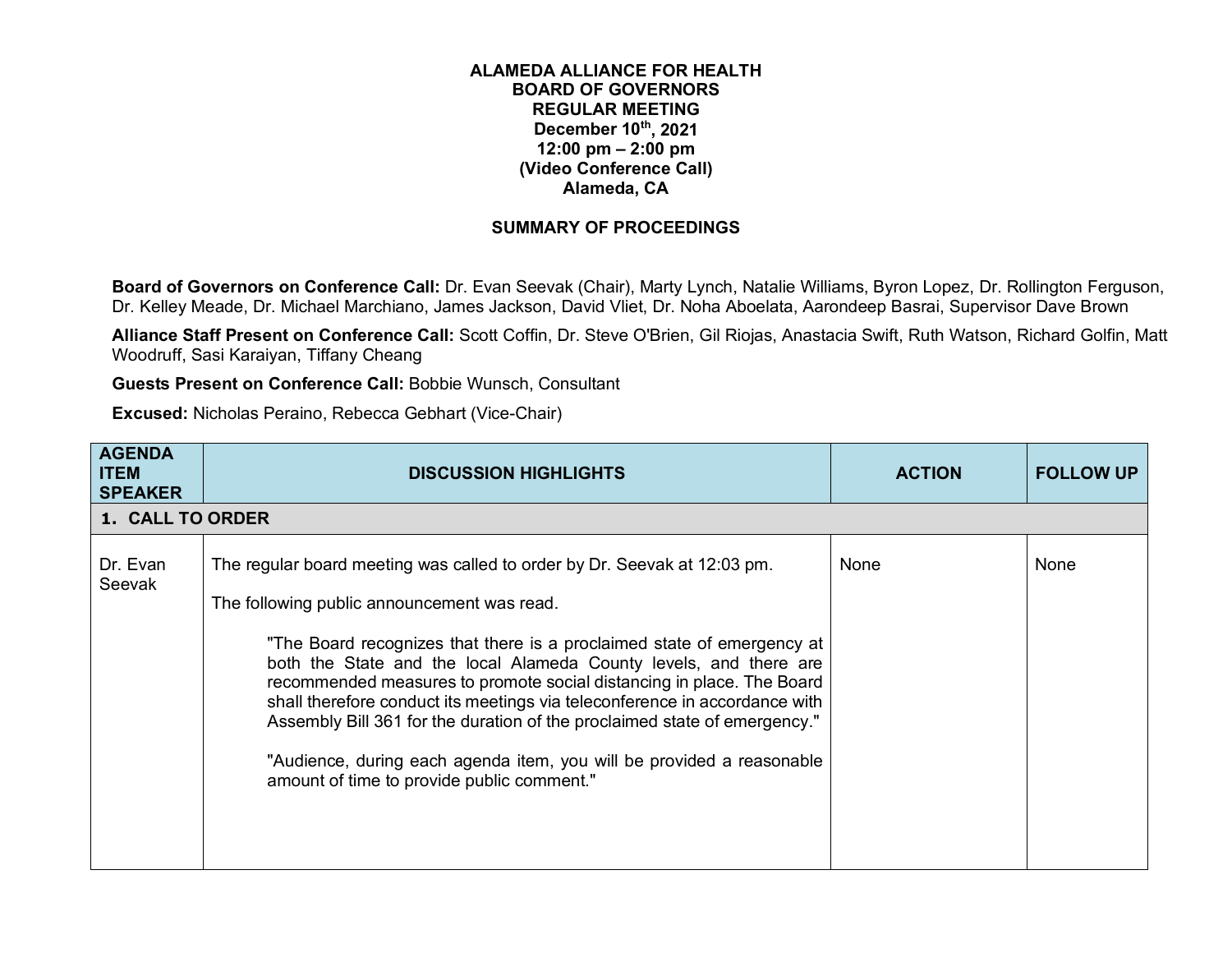# ALAMEDA ALLIANCE FOR HEALTH
## BOARD OF GOVERNORS
## REGULAR MEETING
**December 10th, 2021**
**12:00 pm – 2:00 pm**
**(Video Conference Call)**
**Alameda, CA**

## SUMMARY OF PROCEEDINGS

**Board of Governors on Conference Call:** Dr. Evan Seevak (Chair), Marty Lynch, Natalie Williams, Byron Lopez, Dr. Rollington Ferguson, Dr. Kelley Meade, Dr. Michael Marchiano, James Jackson, David Vliet, Dr. Noha Aboelata, Aarondeep Basrai, Supervisor Dave Brown

**Alliance Staff Present on Conference Call:** Scott Coffin, Dr. Steve O'Brien, Gil Riojas, Anastacia Swift, Ruth Watson, Richard Golfin, Matt Woodruff, Sasi Karaiyan, Tiffany Cheang

**Guests Present on Conference Call:** Bobbie Wunsch, Consultant

**Excused:** Nicholas Peraino, Rebecca Gebhart (Vice-Chair)

| AGENDA ITEM SPEAKER | DISCUSSION HIGHLIGHTS | ACTION | FOLLOW UP |
|---|---|---|---|
| **1. CALL TO ORDER** | | | |
| Dr. Evan Seevak | The regular board meeting was called to order by Dr. Seevak at 12:03 pm.<br><br>The following public announcement was read.<br><br>"The Board recognizes that there is a proclaimed state of emergency at both the State and the local Alameda County levels, and there are recommended measures to promote social distancing in place. The Board shall therefore conduct its meetings via teleconference in accordance with Assembly Bill 361 for the duration of the proclaimed state of emergency."<br><br>"Audience, during each agenda item, you will be provided a reasonable amount of time to provide public comment." | None | None |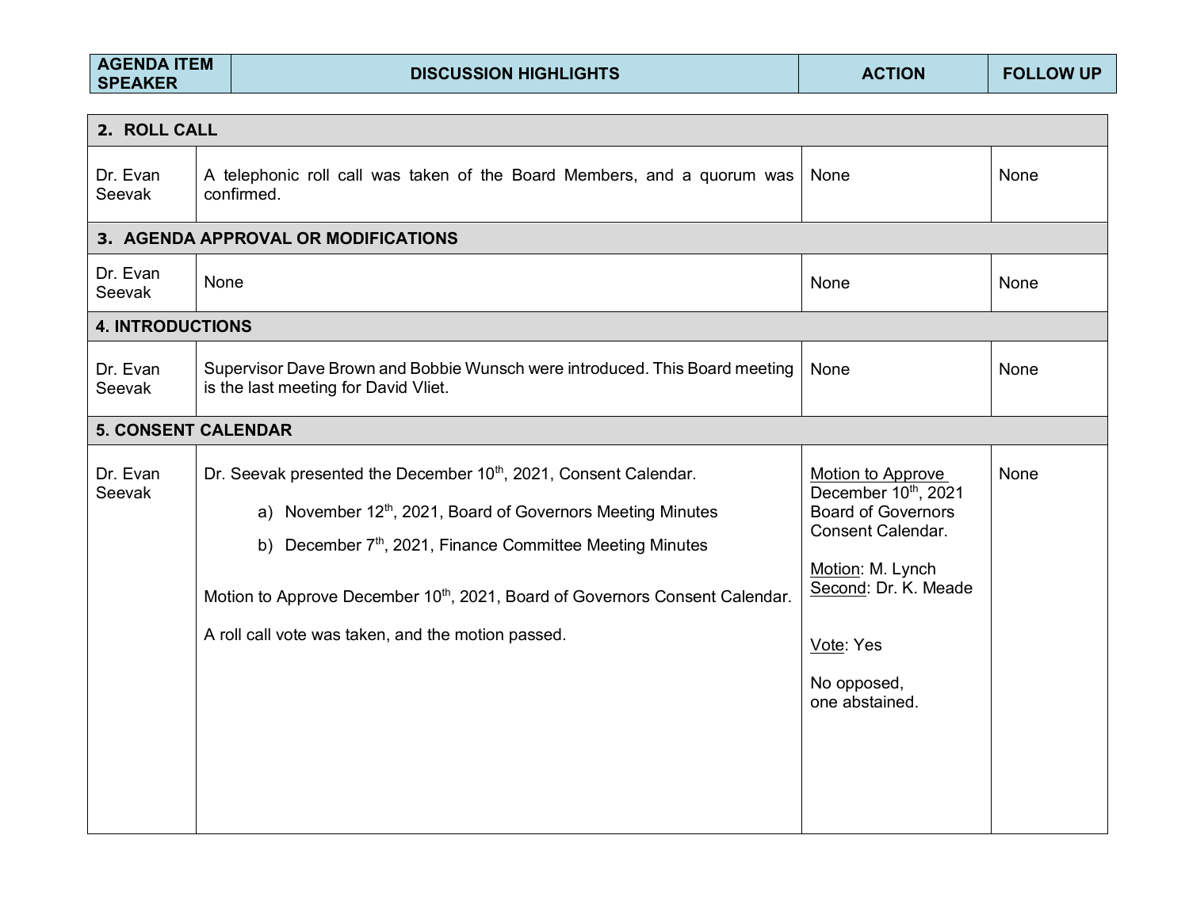| AGENDA ITEM SPEAKER | DISCUSSION HIGHLIGHTS | ACTION | FOLLOW UP |
|---|---|---|---|
| **2. ROLL CALL** | | | |
| Dr. Evan Seevak | A telephonic roll call was taken of the Board Members, and a quorum was confirmed. | None | None |
| **3. AGENDA APPROVAL OR MODIFICATIONS** | | | |
| Dr. Evan Seevak | None | None | None |
| **4. INTRODUCTIONS** | | | |
| Dr. Evan Seevak | Supervisor Dave Brown and Bobbie Wunsch were introduced. This Board meeting is the last meeting for David Vliet. | None | None |
| **5. CONSENT CALENDAR** | | | |
| Dr. Evan Seevak | Dr. Seevak presented the December 10th, 2021, Consent Calendar.<br><br>a) November 12th, 2021, Board of Governors Meeting Minutes<br>b) December 7th, 2021, Finance Committee Meeting Minutes<br><br>Motion to Approve December 10th, 2021, Board of Governors Consent Calendar.<br><br>A roll call vote was taken, and the motion passed. | Motion to Approve December 10th, 2021 Board of Governors Consent Calendar.<br><br>Motion: M. Lynch<br>Second: Dr. K. Meade<br><br>Vote: Yes<br><br>No opposed, one abstained. | None |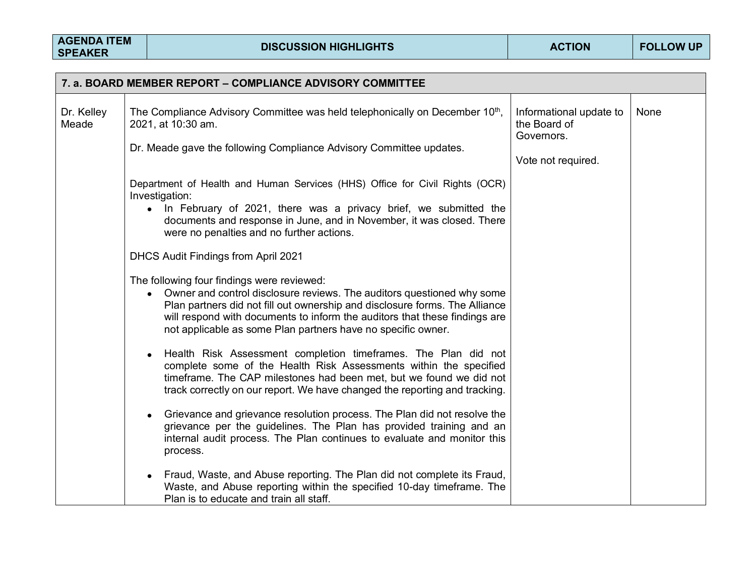| AGENDA ITEM SPEAKER | DISCUSSION HIGHLIGHTS | ACTION | FOLLOW UP |
| --- | --- | --- | --- |
| **7. a. BOARD MEMBER REPORT – COMPLIANCE ADVISORY COMMITTEE** | | | |
| Dr. Kelley Meade | The Compliance Advisory Committee was held telephonically on December 10th, 2021, at 10:30 am.<br><br>Dr. Meade gave the following Compliance Advisory Committee updates.<br><br>Department of Health and Human Services (HHS) Office for Civil Rights (OCR) Investigation:<br>• In February of 2021, there was a privacy brief, we submitted the documents and response in June, and in November, it was closed. There were no penalties and no further actions.<br><br>DHCS Audit Findings from April 2021<br><br>The following four findings were reviewed:<br>• Owner and control disclosure reviews. The auditors questioned why some Plan partners did not fill out ownership and disclosure forms. The Alliance will respond with documents to inform the auditors that these findings are not applicable as some Plan partners have no specific owner.<br><br>• Health Risk Assessment completion timeframes. The Plan did not complete some of the Health Risk Assessments within the specified timeframe. The CAP milestones had been met, but we found we did not track correctly on our report. We have changed the reporting and tracking.<br><br>• Grievance and grievance resolution process. The Plan did not resolve the grievance per the guidelines. The Plan has provided training and an internal audit process. The Plan continues to evaluate and monitor this process.<br><br>• Fraud, Waste, and Abuse reporting. The Plan did not complete its Fraud, Waste, and Abuse reporting within the specified 10-day timeframe. The Plan is to educate and train all staff. | Informational update to the Board of Governors.<br><br>Vote not required. | None |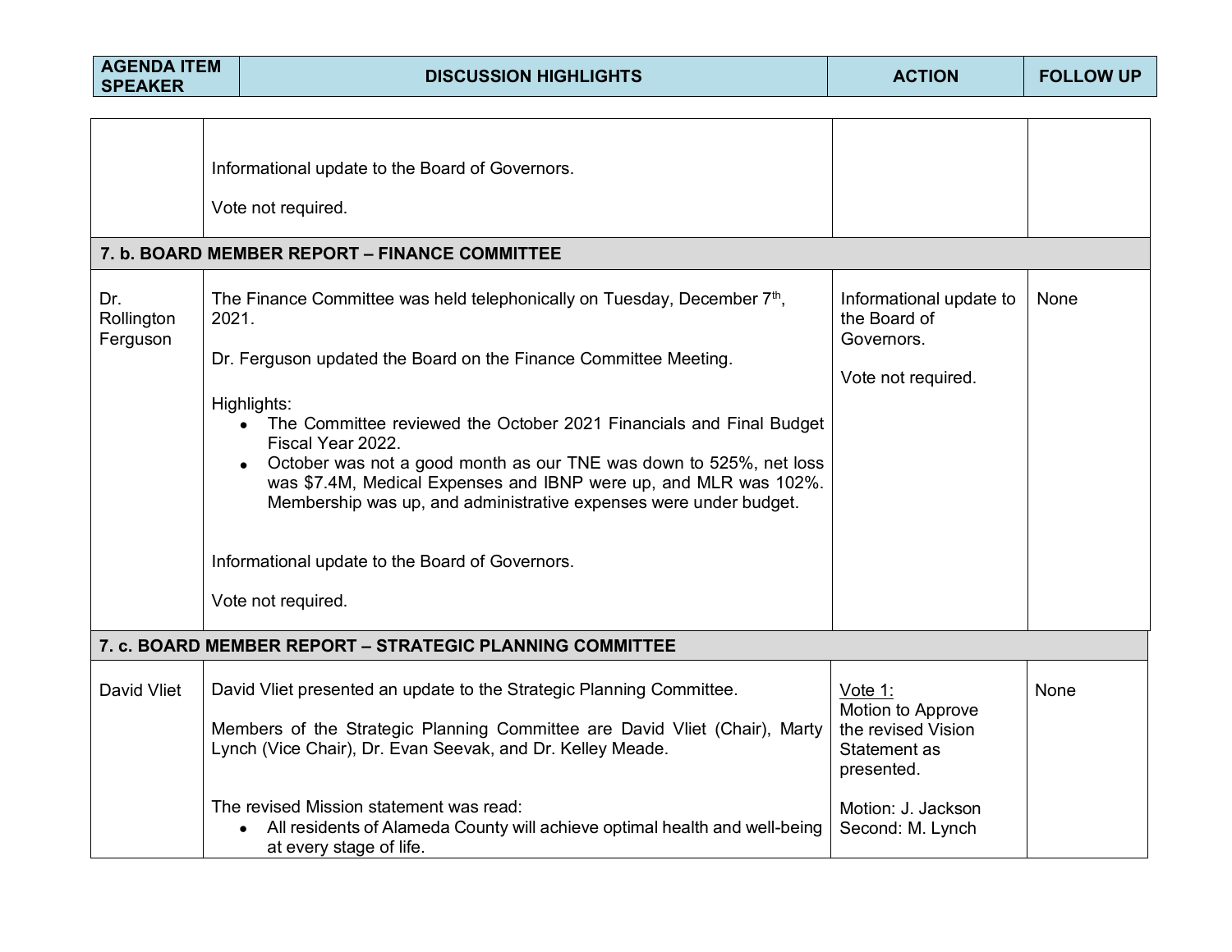| AGENDA ITEM SPEAKER | DISCUSSION HIGHLIGHTS | ACTION | FOLLOW UP |
|---|---|---|---|
| | Informational update to the Board of Governors.<br><br>Vote not required. | | |
| **7. b. BOARD MEMBER REPORT – FINANCE COMMITTEE** | | | |
| Dr. Rollington Ferguson | The Finance Committee was held telephonically on Tuesday, December 7th, 2021.<br><br>Dr. Ferguson updated the Board on the Finance Committee Meeting.<br><br>Highlights:<br>• The Committee reviewed the October 2021 Financials and Final Budget Fiscal Year 2022.<br>• October was not a good month as our TNE was down to 525%, net loss was $7.4M, Medical Expenses and IBNP were up, and MLR was 102%. Membership was up, and administrative expenses were under budget.<br><br>Informational update to the Board of Governors.<br><br>Vote not required. | Informational update to the Board of Governors.<br><br>Vote not required. | None |
| **7. c. BOARD MEMBER REPORT – STRATEGIC PLANNING COMMITTEE** | | | |
| David Vliet | David Vliet presented an update to the Strategic Planning Committee.<br><br>Members of the Strategic Planning Committee are David Vliet (Chair), Marty Lynch (Vice Chair), Dr. Evan Seevak, and Dr. Kelley Meade.<br><br>The revised Mission statement was read:<br>• All residents of Alameda County will achieve optimal health and well-being at every stage of life. | Vote 1:<br>Motion to Approve the revised Vision Statement as presented.<br><br>Motion: J. Jackson<br>Second: M. Lynch | None |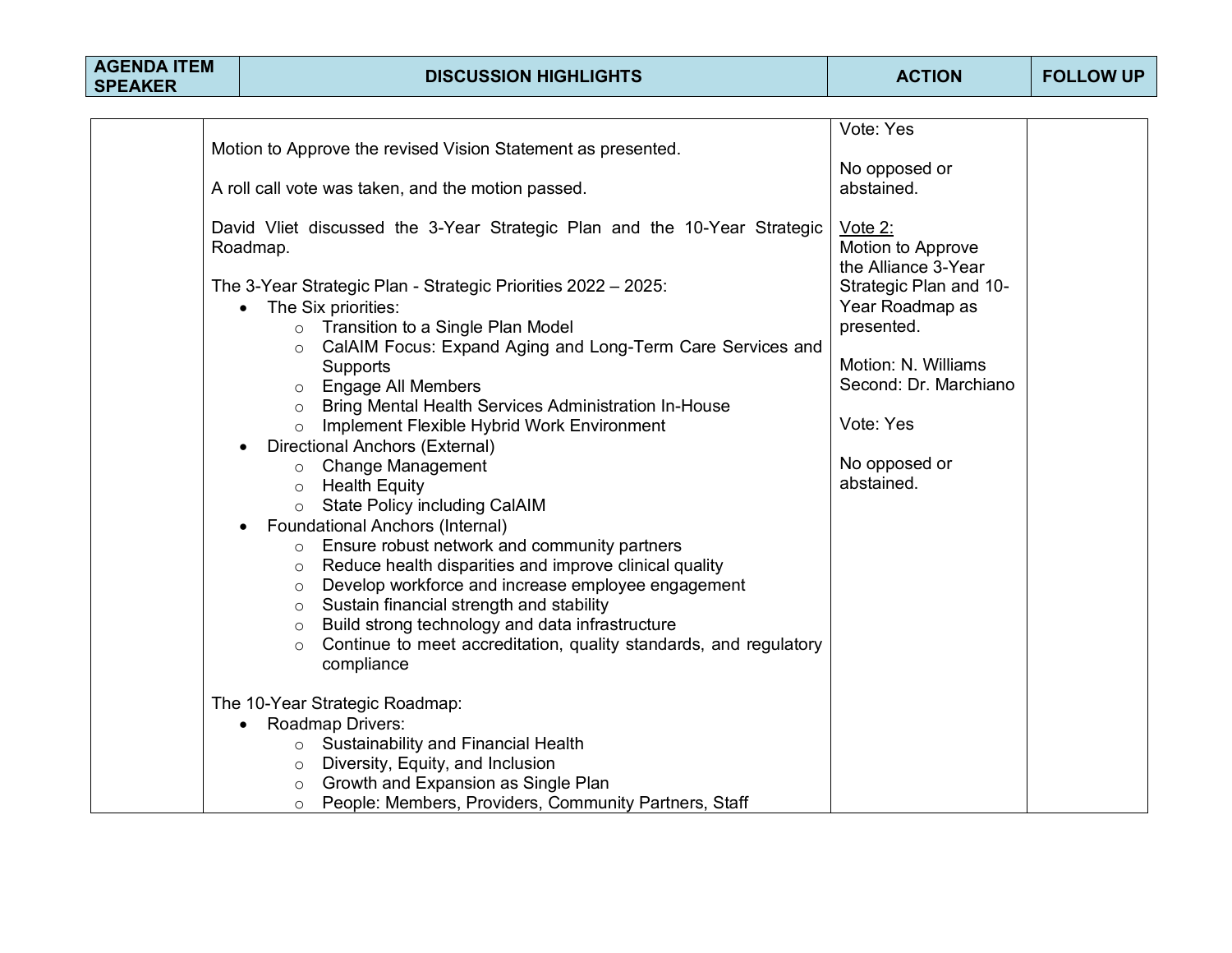| AGENDA ITEM SPEAKER | DISCUSSION HIGHLIGHTS | ACTION | FOLLOW UP |
|---|---|---|---|
| | Motion to Approve the revised Vision Statement as presented.<br><br>A roll call vote was taken, and the motion passed.<br><br>David Vliet discussed the 3-Year Strategic Plan and the 10-Year Strategic Roadmap.<br><br>The 3-Year Strategic Plan - Strategic Priorities 2022 – 2025:<br>• The Six priorities:<br>  ○ Transition to a Single Plan Model<br>  ○ CalAIM Focus: Expand Aging and Long-Term Care Services and Supports<br>  ○ Engage All Members<br>  ○ Bring Mental Health Services Administration In-House<br>  ○ Implement Flexible Hybrid Work Environment<br>• Directional Anchors (External)<br>  ○ Change Management<br>  ○ Health Equity<br>  ○ State Policy including CalAIM<br>• Foundational Anchors (Internal)<br>  ○ Ensure robust network and community partners<br>  ○ Reduce health disparities and improve clinical quality<br>  ○ Develop workforce and increase employee engagement<br>  ○ Sustain financial strength and stability<br>  ○ Build strong technology and data infrastructure<br>  ○ Continue to meet accreditation, quality standards, and regulatory compliance<br><br>The 10-Year Strategic Roadmap:<br>• Roadmap Drivers:<br>  ○ Sustainability and Financial Health<br>  ○ Diversity, Equity, and Inclusion<br>  ○ Growth and Expansion as Single Plan<br>  ○ People: Members, Providers, Community Partners, Staff | Vote: Yes<br><br>No opposed or abstained.<br><br>Vote 2:<br>Motion to Approve the Alliance 3-Year Strategic Plan and 10-Year Roadmap as presented.<br><br>Motion: N. Williams<br>Second: Dr. Marchiano<br><br>Vote: Yes<br><br>No opposed or abstained. | |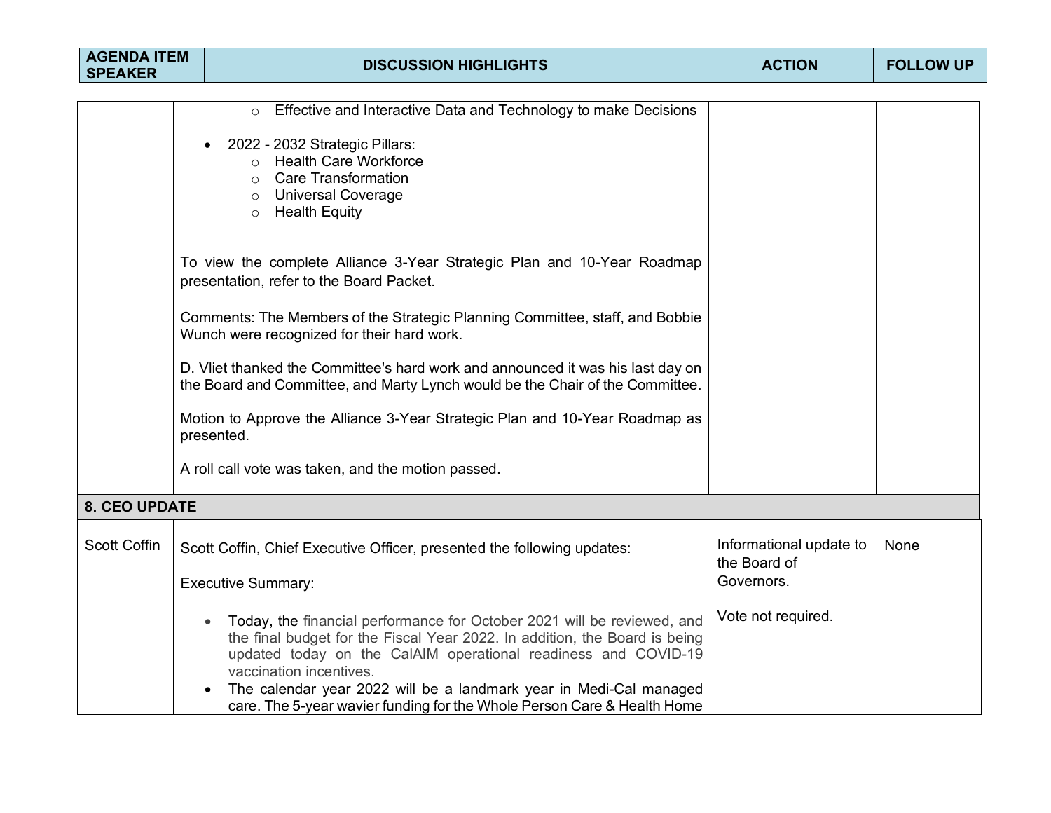| AGENDA ITEM SPEAKER | DISCUSSION HIGHLIGHTS | ACTION | FOLLOW UP |
|---|---|---|---|
| | ◦ Effective and Interactive Data and Technology to make Decisions<br><br>• 2022 - 2032 Strategic Pillars:<br>◦ Health Care Workforce<br>◦ Care Transformation<br>◦ Universal Coverage<br>◦ Health Equity<br><br>To view the complete Alliance 3-Year Strategic Plan and 10-Year Roadmap presentation, refer to the Board Packet.<br><br>Comments: The Members of the Strategic Planning Committee, staff, and Bobbie Wunch were recognized for their hard work.<br><br>D. Vliet thanked the Committee's hard work and announced it was his last day on the Board and Committee, and Marty Lynch would be the Chair of the Committee.<br><br>Motion to Approve the Alliance 3-Year Strategic Plan and 10-Year Roadmap as presented.<br><br>A roll call vote was taken, and the motion passed. | | |
| **8. CEO UPDATE** | | | |
| Scott Coffin | Scott Coffin, Chief Executive Officer, presented the following updates:<br><br>Executive Summary:<br><br>• Today, the financial performance for October 2021 will be reviewed, and the final budget for the Fiscal Year 2022. In addition, the Board is being updated today on the CalAIM operational readiness and COVID-19 vaccination incentives.<br>• The calendar year 2022 will be a landmark year in Medi-Cal managed care. The 5-year wavier funding for the Whole Person Care & Health Home | Informational update to the Board of Governors.<br><br>Vote not required. | None |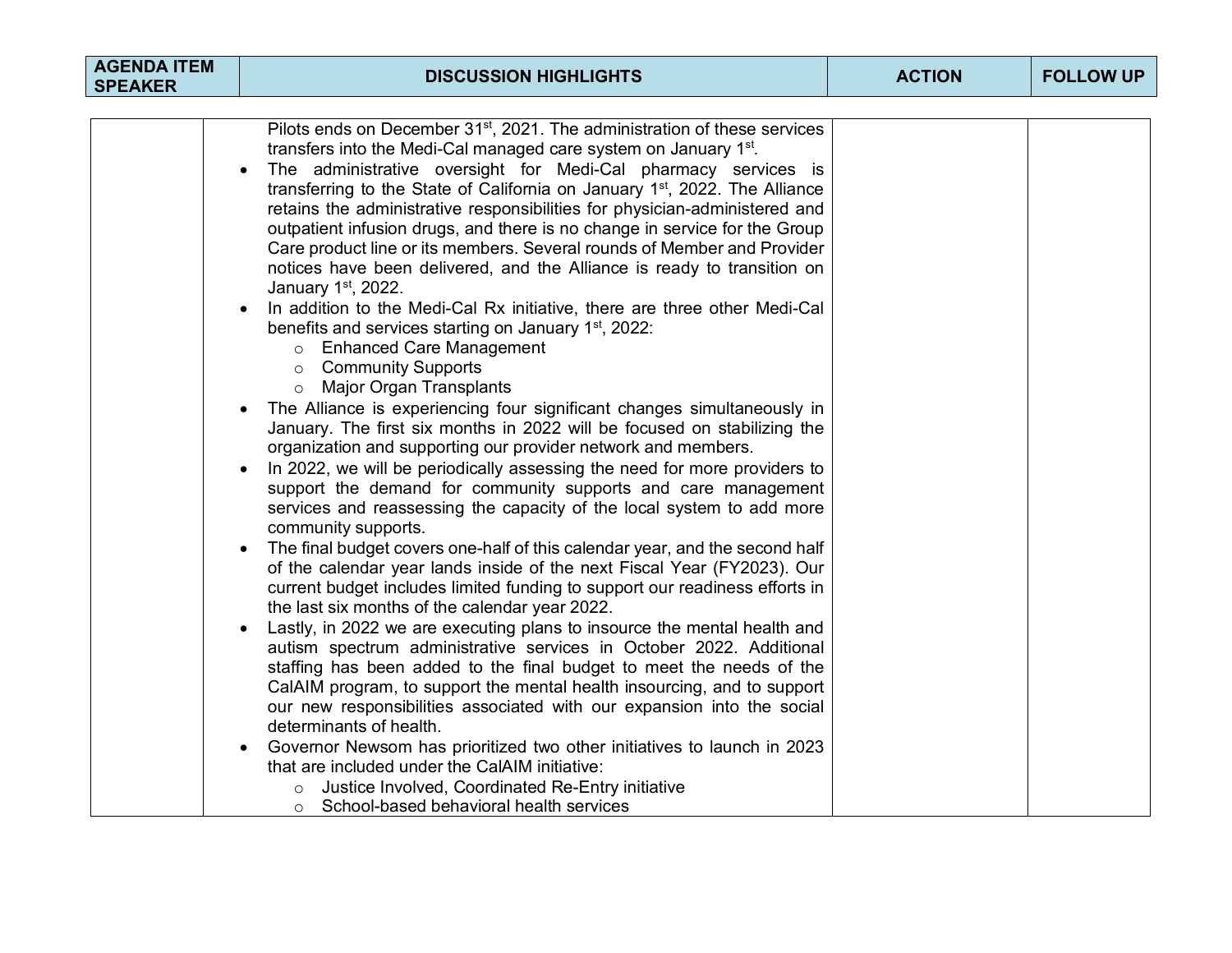| AGENDA ITEM SPEAKER | DISCUSSION HIGHLIGHTS | ACTION | FOLLOW UP |
|---|---|---|---|
| | Pilots ends on December 31st, 2021. The administration of these services transfers into the Medi-Cal managed care system on January 1st.<br>• The administrative oversight for Medi-Cal pharmacy services is transferring to the State of California on January 1st, 2022. The Alliance retains the administrative responsibilities for physician-administered and outpatient infusion drugs, and there is no change in service for the Group Care product line or its members. Several rounds of Member and Provider notices have been delivered, and the Alliance is ready to transition on January 1st, 2022.<br>• In addition to the Medi-Cal Rx initiative, there are three other Medi-Cal benefits and services starting on January 1st, 2022:<br>  ○ Enhanced Care Management<br>  ○ Community Supports<br>  ○ Major Organ Transplants<br>• The Alliance is experiencing four significant changes simultaneously in January. The first six months in 2022 will be focused on stabilizing the organization and supporting our provider network and members.<br>• In 2022, we will be periodically assessing the need for more providers to support the demand for community supports and care management services and reassessing the capacity of the local system to add more community supports.<br>• The final budget covers one-half of this calendar year, and the second half of the calendar year lands inside of the next Fiscal Year (FY2023). Our current budget includes limited funding to support our readiness efforts in the last six months of the calendar year 2022.<br>• Lastly, in 2022 we are executing plans to insource the mental health and autism spectrum administrative services in October 2022. Additional staffing has been added to the final budget to meet the needs of the CalAIM program, to support the mental health insourcing, and to support our new responsibilities associated with our expansion into the social determinants of health.<br>• Governor Newsom has prioritized two other initiatives to launch in 2023 that are included under the CalAIM initiative:<br>  ○ Justice Involved, Coordinated Re-Entry initiative<br>  ○ School-based behavioral health services | | |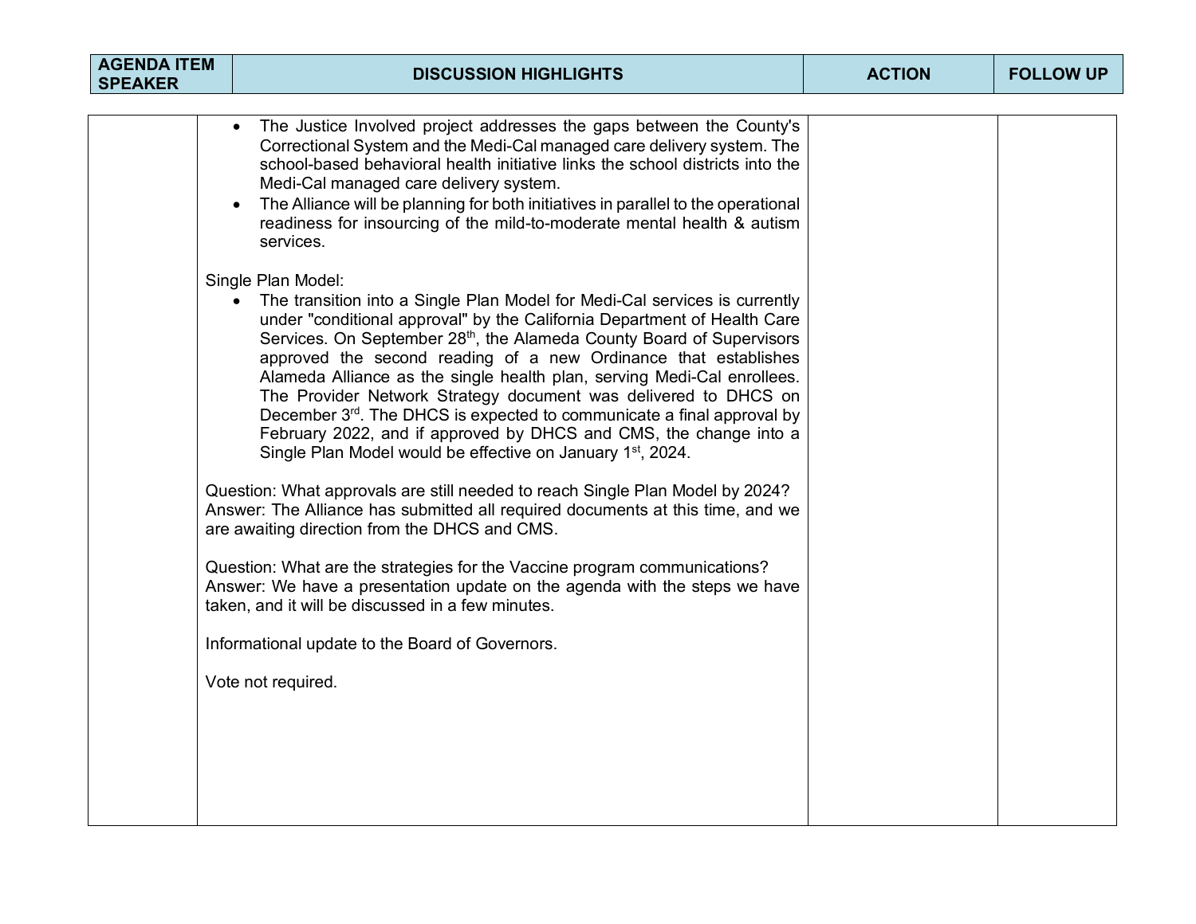| AGENDA ITEM SPEAKER | DISCUSSION HIGHLIGHTS | ACTION | FOLLOW UP |
|---|---|---|---|
| | • The Justice Involved project addresses the gaps between the County's Correctional System and the Medi-Cal managed care delivery system. The school-based behavioral health initiative links the school districts into the Medi-Cal managed care delivery system.<br>• The Alliance will be planning for both initiatives in parallel to the operational readiness for insourcing of the mild-to-moderate mental health & autism services.<br><br>Single Plan Model:<br>• The transition into a Single Plan Model for Medi-Cal services is currently under "conditional approval" by the California Department of Health Care Services. On September 28th, the Alameda County Board of Supervisors approved the second reading of a new Ordinance that establishes Alameda Alliance as the single health plan, serving Medi-Cal enrollees. The Provider Network Strategy document was delivered to DHCS on December 3rd. The DHCS is expected to communicate a final approval by February 2022, and if approved by DHCS and CMS, the change into a Single Plan Model would be effective on January 1st, 2024.<br><br>Question: What approvals are still needed to reach Single Plan Model by 2024?<br>Answer: The Alliance has submitted all required documents at this time, and we are awaiting direction from the DHCS and CMS.<br><br>Question: What are the strategies for the Vaccine program communications?<br>Answer: We have a presentation update on the agenda with the steps we have taken, and it will be discussed in a few minutes.<br><br>Informational update to the Board of Governors.<br><br>Vote not required. | | |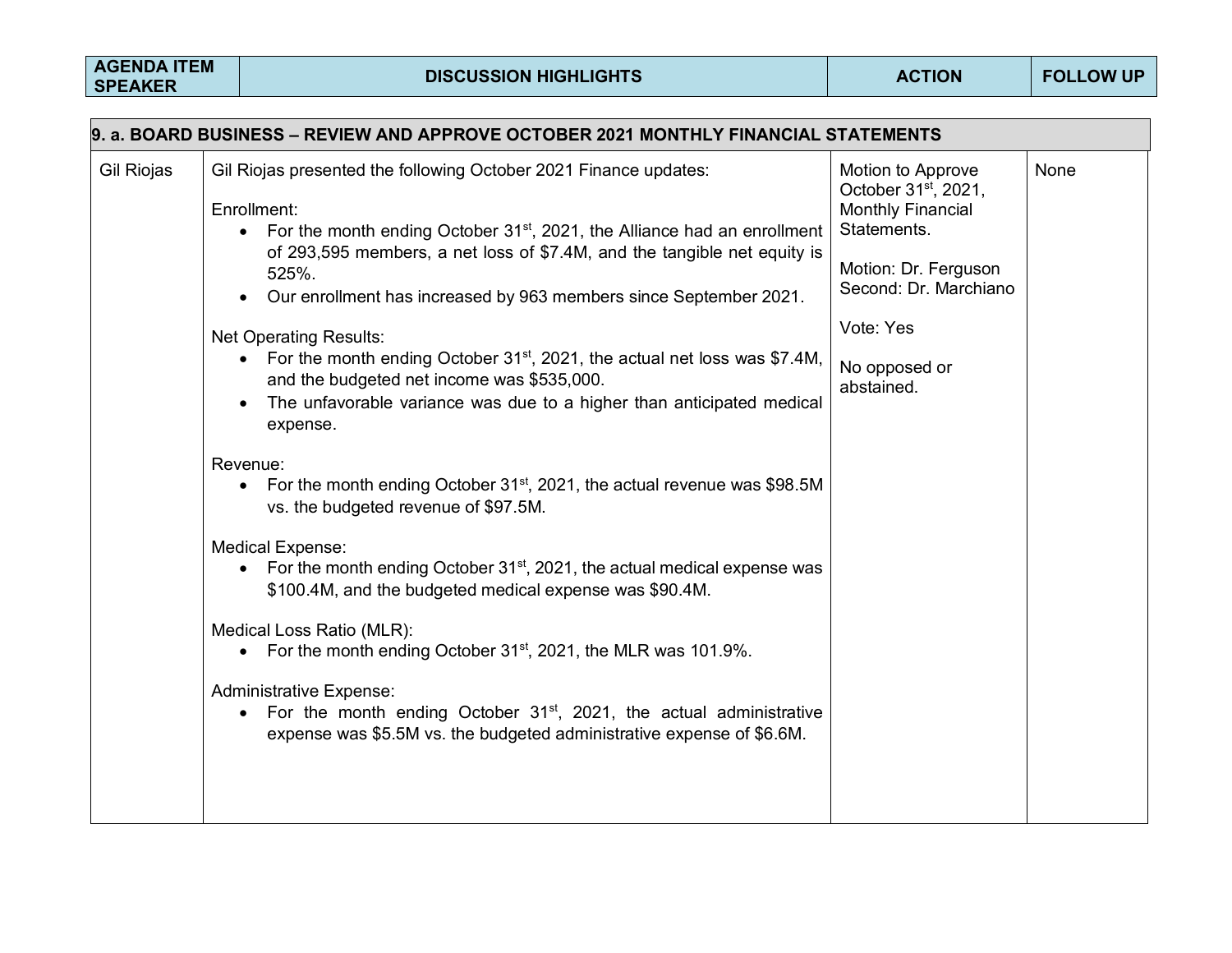| AGENDA ITEM SPEAKER | DISCUSSION HIGHLIGHTS | ACTION | FOLLOW UP |
|---|---|---|---|
| **9. a. BOARD BUSINESS – REVIEW AND APPROVE OCTOBER 2021 MONTHLY FINANCIAL STATEMENTS** | | | |
| Gil Riojas | Gil Riojas presented the following October 2021 Finance updates:<br><br>Enrollment:<br>• For the month ending October 31st, 2021, the Alliance had an enrollment of 293,595 members, a net loss of $7.4M, and the tangible net equity is 525%.<br>• Our enrollment has increased by 963 members since September 2021.<br><br>Net Operating Results:<br>• For the month ending October 31st, 2021, the actual net loss was $7.4M, and the budgeted net income was $535,000.<br>• The unfavorable variance was due to a higher than anticipated medical expense.<br><br>Revenue:<br>• For the month ending October 31st, 2021, the actual revenue was $98.5M vs. the budgeted revenue of $97.5M.<br><br>Medical Expense:<br>• For the month ending October 31st, 2021, the actual medical expense was $100.4M, and the budgeted medical expense was $90.4M.<br><br>Medical Loss Ratio (MLR):<br>• For the month ending October 31st, 2021, the MLR was 101.9%.<br><br>Administrative Expense:<br>• For the month ending October 31st, 2021, the actual administrative expense was $5.5M vs. the budgeted administrative expense of $6.6M. | Motion to Approve October 31st, 2021, Monthly Financial Statements.<br><br>Motion: Dr. Ferguson<br>Second: Dr. Marchiano<br><br>Vote: Yes<br><br>No opposed or abstained. | None |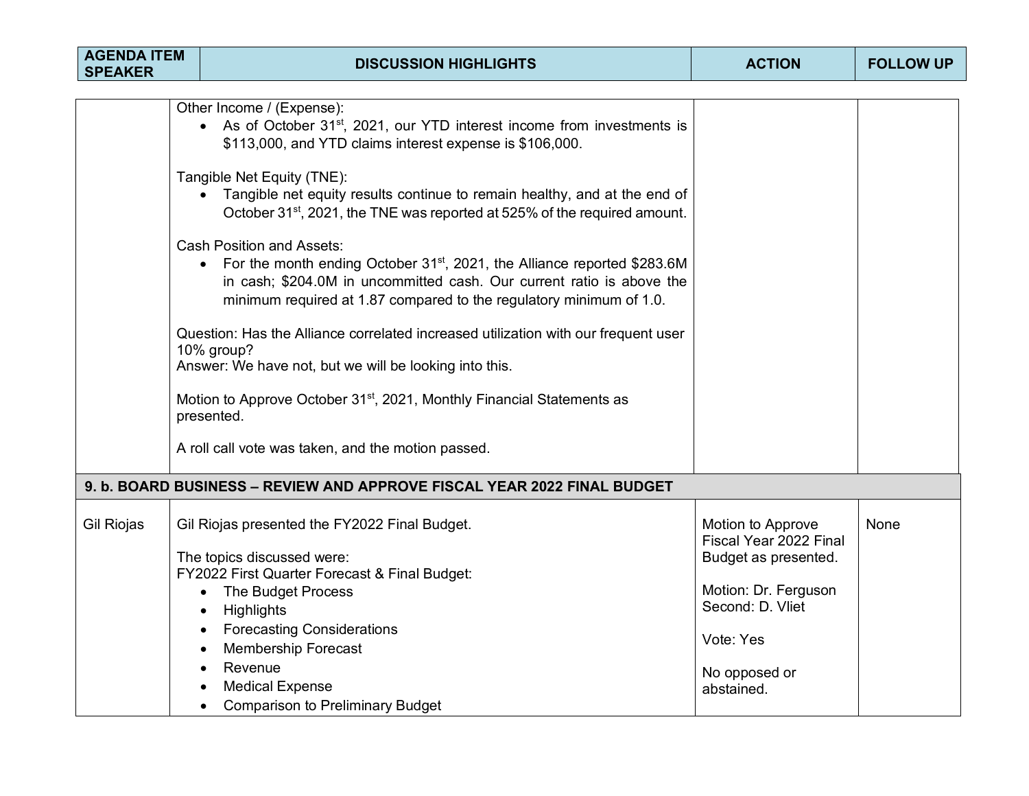| AGENDA ITEM SPEAKER | DISCUSSION HIGHLIGHTS | ACTION | FOLLOW UP |
|---|---|---|---|
| | Other Income / (Expense):<br>• As of October 31st, 2021, our YTD interest income from investments is \$113,000, and YTD claims interest expense is \$106,000.<br><br>Tangible Net Equity (TNE):<br>• Tangible net equity results continue to remain healthy, and at the end of October 31st, 2021, the TNE was reported at 525% of the required amount.<br><br>Cash Position and Assets:<br>• For the month ending October 31st, 2021, the Alliance reported \$283.6M in cash; \$204.0M in uncommitted cash. Our current ratio is above the minimum required at 1.87 compared to the regulatory minimum of 1.0.<br><br>Question: Has the Alliance correlated increased utilization with our frequent user 10% group?<br>Answer: We have not, but we will be looking into this.<br><br>Motion to Approve October 31st, 2021, Monthly Financial Statements as presented.<br><br>A roll call vote was taken, and the motion passed. | | |
| **9. b. BOARD BUSINESS – REVIEW AND APPROVE FISCAL YEAR 2022 FINAL BUDGET** | | | |
| Gil Riojas | Gil Riojas presented the FY2022 Final Budget.<br><br>The topics discussed were:<br>FY2022 First Quarter Forecast & Final Budget:<br>• The Budget Process<br>• Highlights<br>• Forecasting Considerations<br>• Membership Forecast<br>• Revenue<br>• Medical Expense<br>• Comparison to Preliminary Budget | Motion to Approve Fiscal Year 2022 Final Budget as presented.<br><br>Motion: Dr. Ferguson<br>Second: D. Vliet<br><br>Vote: Yes<br><br>No opposed or abstained. | None |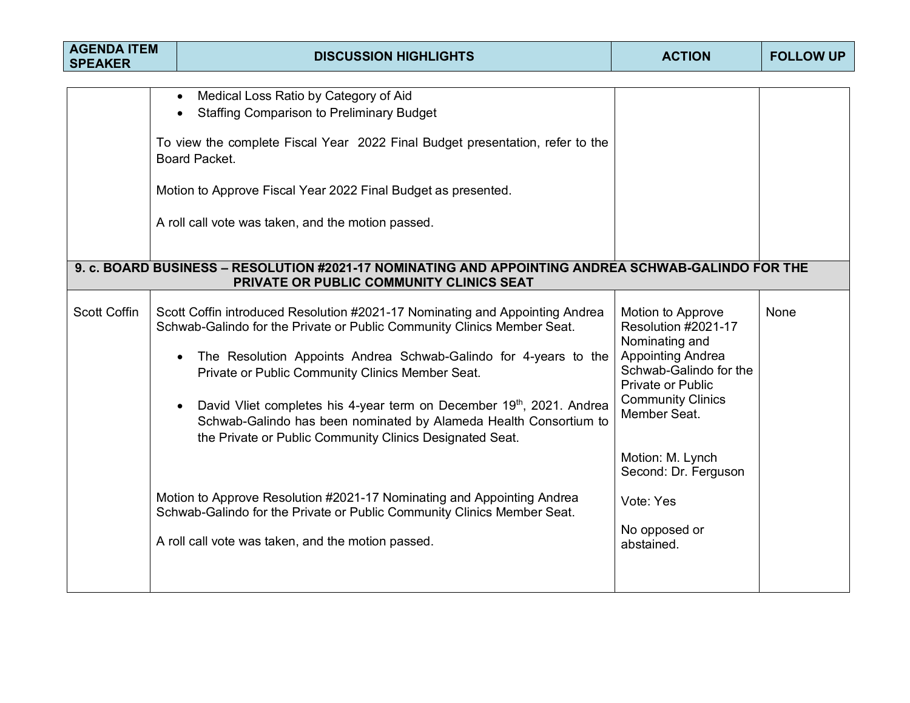| AGENDA ITEM SPEAKER | DISCUSSION HIGHLIGHTS | ACTION | FOLLOW UP |
|---|---|---|---|
| | • Medical Loss Ratio by Category of Aid<br>• Staffing Comparison to Preliminary Budget<br><br>To view the complete Fiscal Year 2022 Final Budget presentation, refer to the Board Packet.<br><br>Motion to Approve Fiscal Year 2022 Final Budget as presented.<br><br>A roll call vote was taken, and the motion passed. | | |
| **9. c. BOARD BUSINESS – RESOLUTION #2021-17 NOMINATING AND APPOINTING ANDREA SCHWAB-GALINDO FOR THE PRIVATE OR PUBLIC COMMUNITY CLINICS SEAT** | | | |
| Scott Coffin | Scott Coffin introduced Resolution #2021-17 Nominating and Appointing Andrea Schwab-Galindo for the Private or Public Community Clinics Member Seat.<br><br>• The Resolution Appoints Andrea Schwab-Galindo for 4-years to the Private or Public Community Clinics Member Seat.<br><br>• David Vliet completes his 4-year term on December 19th, 2021. Andrea Schwab-Galindo has been nominated by Alameda Health Consortium to the Private or Public Community Clinics Designated Seat.<br><br>Motion to Approve Resolution #2021-17 Nominating and Appointing Andrea Schwab-Galindo for the Private or Public Community Clinics Member Seat.<br><br>A roll call vote was taken, and the motion passed. | Motion to Approve Resolution #2021-17 Nominating and Appointing Andrea Schwab-Galindo for the Private or Public Community Clinics Member Seat.<br><br>Motion: M. Lynch<br>Second: Dr. Ferguson<br><br>Vote: Yes<br><br>No opposed or abstained. | None |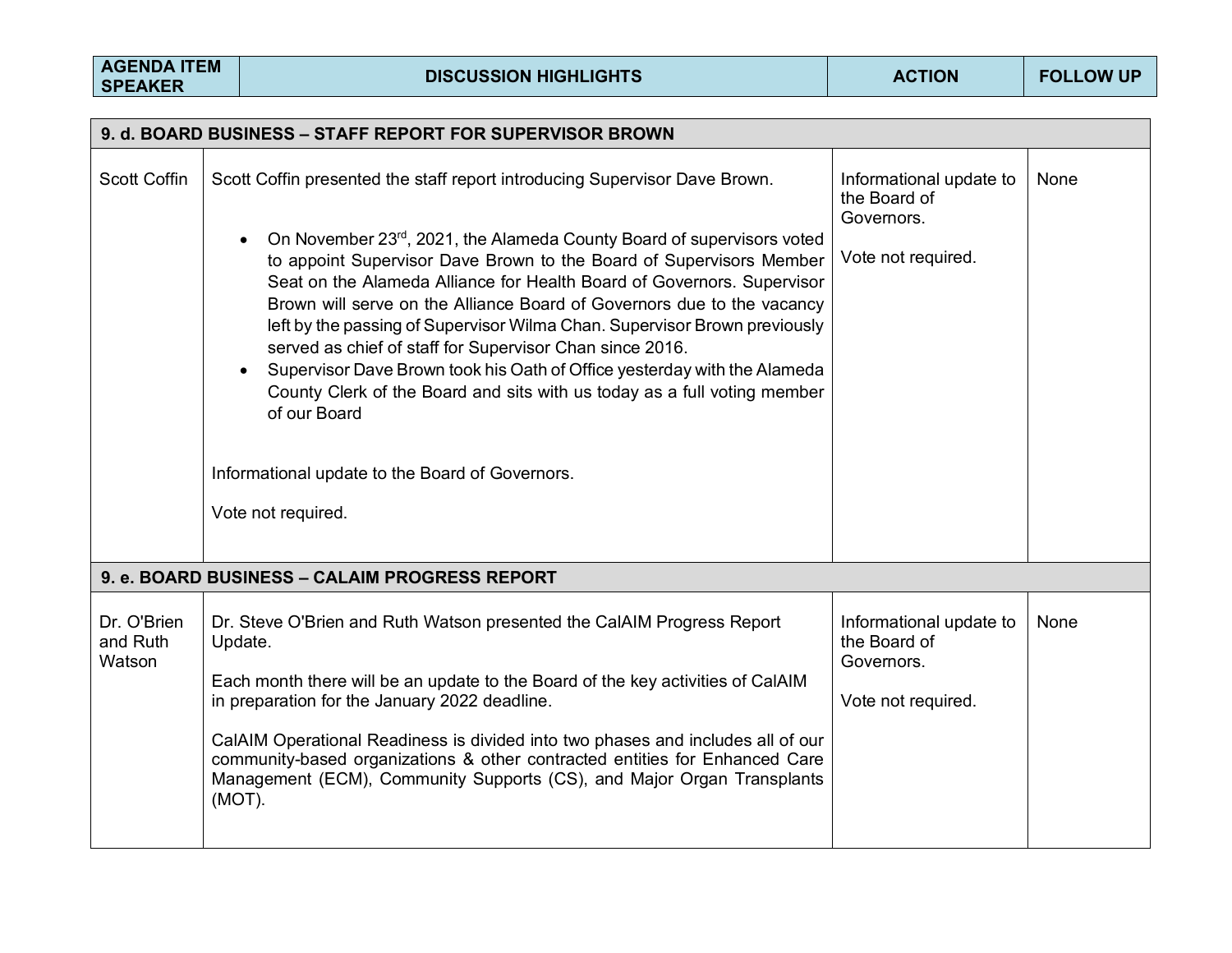| AGENDA ITEM SPEAKER | DISCUSSION HIGHLIGHTS | ACTION | FOLLOW UP |
|---|---|---|---|
| **9. d. BOARD BUSINESS – STAFF REPORT FOR SUPERVISOR BROWN** | | | |
| Scott Coffin | Scott Coffin presented the staff report introducing Supervisor Dave Brown.<br><br>• On November 23rd, 2021, the Alameda County Board of supervisors voted to appoint Supervisor Dave Brown to the Board of Supervisors Member Seat on the Alameda Alliance for Health Board of Governors. Supervisor Brown will serve on the Alliance Board of Governors due to the vacancy left by the passing of Supervisor Wilma Chan. Supervisor Brown previously served as chief of staff for Supervisor Chan since 2016.<br>• Supervisor Dave Brown took his Oath of Office yesterday with the Alameda County Clerk of the Board and sits with us today as a full voting member of our Board<br><br>Informational update to the Board of Governors.<br><br>Vote not required. | Informational update to the Board of Governors.<br><br>Vote not required. | None |
| **9. e. BOARD BUSINESS – CALAIM PROGRESS REPORT** | | | |
| Dr. O'Brien and Ruth Watson | Dr. Steve O'Brien and Ruth Watson presented the CalAIM Progress Report Update.<br><br>Each month there will be an update to the Board of the key activities of CalAIM in preparation for the January 2022 deadline.<br><br>CalAIM Operational Readiness is divided into two phases and includes all of our community-based organizations & other contracted entities for Enhanced Care Management (ECM), Community Supports (CS), and Major Organ Transplants (MOT). | Informational update to the Board of Governors.<br><br>Vote not required. | None |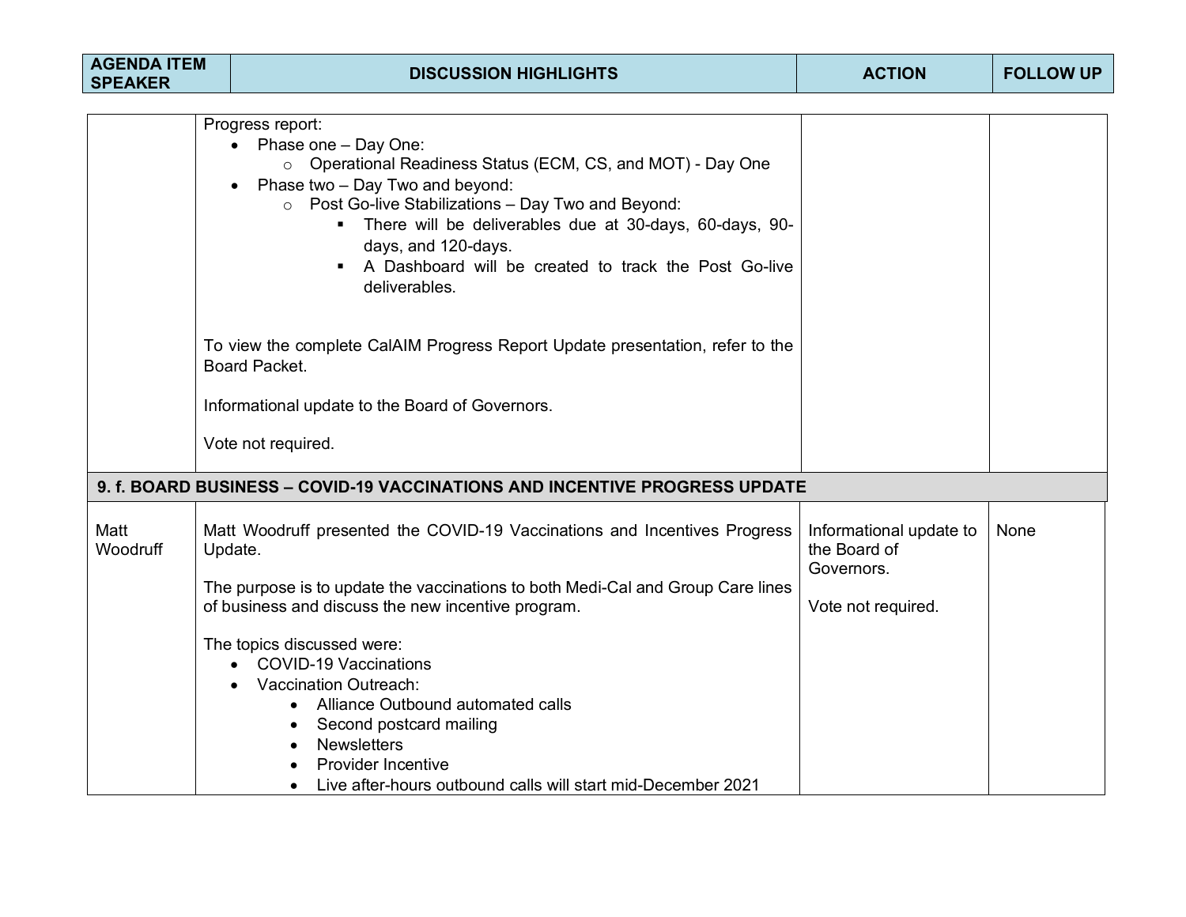| AGENDA ITEM SPEAKER | DISCUSSION HIGHLIGHTS | ACTION | FOLLOW UP |
|---|---|---|---|
| | Progress report:<br>• Phase one – Day One:<br>&nbsp;&nbsp;&nbsp;&nbsp;○ Operational Readiness Status (ECM, CS, and MOT) - Day One<br>• Phase two – Day Two and beyond:<br>&nbsp;&nbsp;&nbsp;&nbsp;○ Post Go-live Stabilizations – Day Two and Beyond:<br>&nbsp;&nbsp;&nbsp;&nbsp;&nbsp;&nbsp;&nbsp;&nbsp;▪ There will be deliverables due at 30-days, 60-days, 90-days, and 120-days.<br>&nbsp;&nbsp;&nbsp;&nbsp;&nbsp;&nbsp;&nbsp;&nbsp;▪ A Dashboard will be created to track the Post Go-live deliverables.<br><br>To view the complete CalAIM Progress Report Update presentation, refer to the Board Packet.<br><br>Informational update to the Board of Governors.<br><br>Vote not required. | | |
| **9. f. BOARD BUSINESS – COVID-19 VACCINATIONS AND INCENTIVE PROGRESS UPDATE** | | | |
| Matt Woodruff | Matt Woodruff presented the COVID-19 Vaccinations and Incentives Progress Update.<br><br>The purpose is to update the vaccinations to both Medi-Cal and Group Care lines of business and discuss the new incentive program.<br><br>The topics discussed were:<br>• COVID-19 Vaccinations<br>• Vaccination Outreach:<br>&nbsp;&nbsp;&nbsp;&nbsp;• Alliance Outbound automated calls<br>&nbsp;&nbsp;&nbsp;&nbsp;• Second postcard mailing<br>&nbsp;&nbsp;&nbsp;&nbsp;• Newsletters<br>&nbsp;&nbsp;&nbsp;&nbsp;• Provider Incentive<br>&nbsp;&nbsp;&nbsp;&nbsp;• Live after-hours outbound calls will start mid-December 2021 | Informational update to the Board of Governors.<br><br>Vote not required. | None |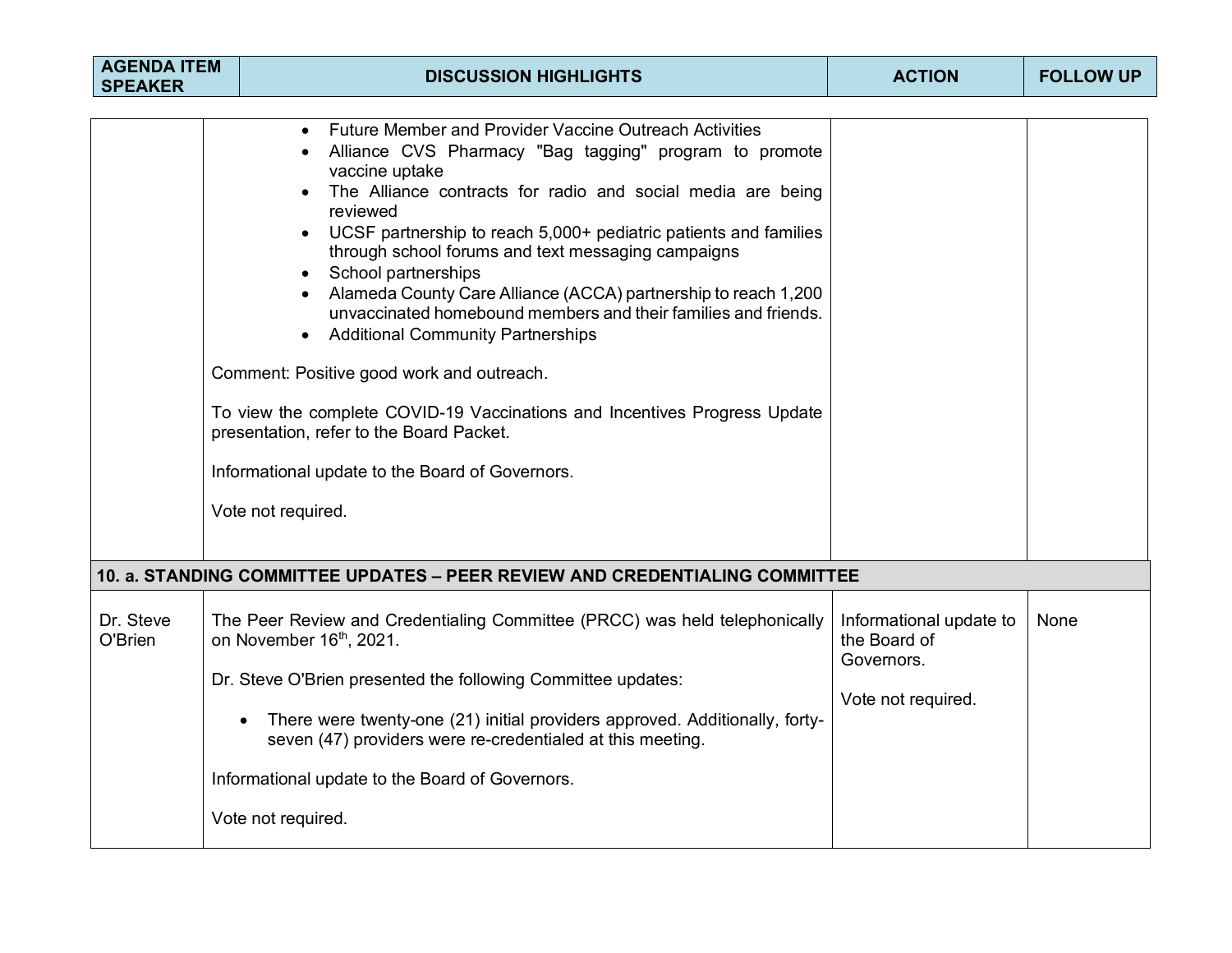| AGENDA ITEM SPEAKER | DISCUSSION HIGHLIGHTS | ACTION | FOLLOW UP |
|---|---|---|---|
| | • Future Member and Provider Vaccine Outreach Activities<br>• Alliance CVS Pharmacy "Bag tagging" program to promote vaccine uptake<br>• The Alliance contracts for radio and social media are being reviewed<br>• UCSF partnership to reach 5,000+ pediatric patients and families through school forums and text messaging campaigns<br>• School partnerships<br>• Alameda County Care Alliance (ACCA) partnership to reach 1,200 unvaccinated homebound members and their families and friends.<br>• Additional Community Partnerships<br><br>Comment: Positive good work and outreach.<br><br>To view the complete COVID-19 Vaccinations and Incentives Progress Update presentation, refer to the Board Packet.<br><br>Informational update to the Board of Governors.<br><br>Vote not required. | | |
| **10. a. STANDING COMMITTEE UPDATES – PEER REVIEW AND CREDENTIALING COMMITTEE** | | | |
| Dr. Steve O'Brien | The Peer Review and Credentialing Committee (PRCC) was held telephonically on November 16th, 2021.<br><br>Dr. Steve O'Brien presented the following Committee updates:<br><br>• There were twenty-one (21) initial providers approved. Additionally, forty-seven (47) providers were re-credentialed at this meeting.<br><br>Informational update to the Board of Governors.<br><br>Vote not required. | Informational update to the Board of Governors.<br><br>Vote not required. | None |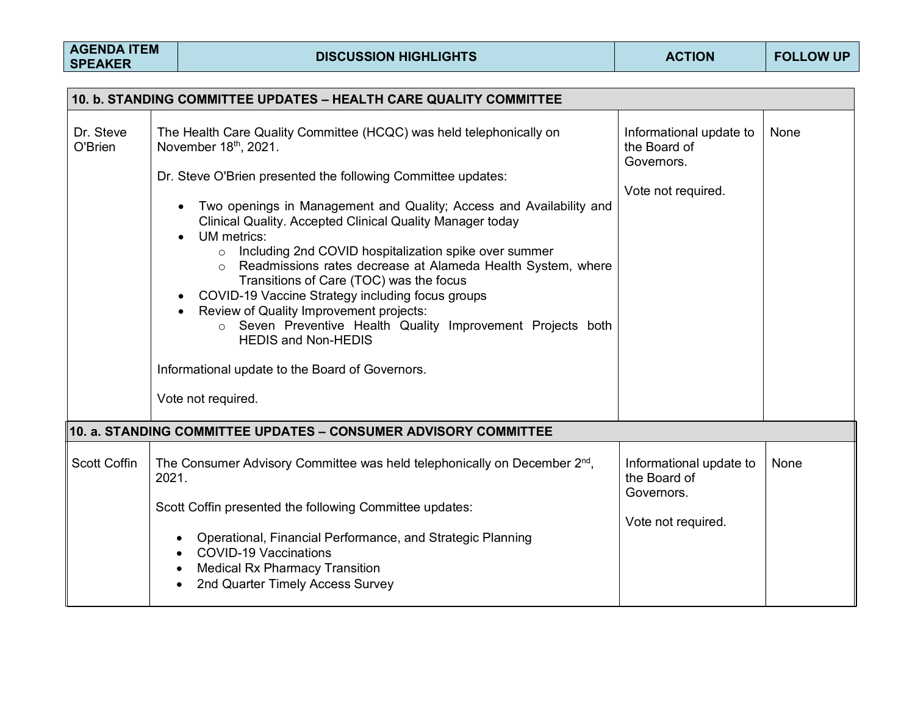| AGENDA ITEM SPEAKER | DISCUSSION HIGHLIGHTS | ACTION | FOLLOW UP |
|---|---|---|---|
| **10. b. STANDING COMMITTEE UPDATES – HEALTH CARE QUALITY COMMITTEE** | | | |
| Dr. Steve O'Brien | The Health Care Quality Committee (HCQC) was held telephonically on November 18th, 2021.<br><br>Dr. Steve O'Brien presented the following Committee updates:<br><br>• Two openings in Management and Quality; Access and Availability and Clinical Quality. Accepted Clinical Quality Manager today<br>• UM metrics:<br>&nbsp;&nbsp;&nbsp;&nbsp;○ Including 2nd COVID hospitalization spike over summer<br>&nbsp;&nbsp;&nbsp;&nbsp;○ Readmissions rates decrease at Alameda Health System, where Transitions of Care (TOC) was the focus<br>• COVID-19 Vaccine Strategy including focus groups<br>• Review of Quality Improvement projects:<br>&nbsp;&nbsp;&nbsp;&nbsp;○ Seven Preventive Health Quality Improvement Projects both HEDIS and Non-HEDIS<br><br>Informational update to the Board of Governors.<br><br>Vote not required. | Informational update to the Board of Governors.<br><br>Vote not required. | None |
| **10. a. STANDING COMMITTEE UPDATES – CONSUMER ADVISORY COMMITTEE** | | | |
| Scott Coffin | The Consumer Advisory Committee was held telephonically on December 2nd, 2021.<br><br>Scott Coffin presented the following Committee updates:<br><br>• Operational, Financial Performance, and Strategic Planning<br>• COVID-19 Vaccinations<br>• Medical Rx Pharmacy Transition<br>• 2nd Quarter Timely Access Survey | Informational update to the Board of Governors.<br><br>Vote not required. | None |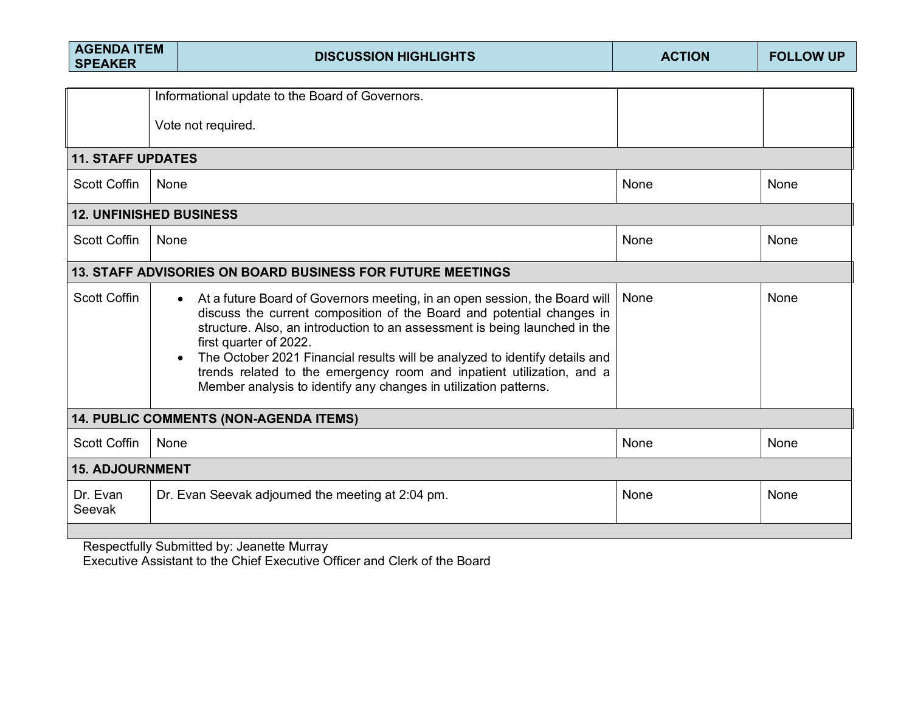| AGENDA ITEM SPEAKER | DISCUSSION HIGHLIGHTS | ACTION | FOLLOW UP |
|---|---|---|---|
| | Informational update to the Board of Governors.<br><br>Vote not required. | | |
| **11. STAFF UPDATES** | | | |
| Scott Coffin | None | None | None |
| **12. UNFINISHED BUSINESS** | | | |
| Scott Coffin | None | None | None |
| **13. STAFF ADVISORIES ON BOARD BUSINESS FOR FUTURE MEETINGS** | | | |
| Scott Coffin | • At a future Board of Governors meeting, in an open session, the Board will discuss the current composition of the Board and potential changes in structure. Also, an introduction to an assessment is being launched in the first quarter of 2022.<br>• The October 2021 Financial results will be analyzed to identify details and trends related to the emergency room and inpatient utilization, and a Member analysis to identify any changes in utilization patterns. | None | None |
| **14. PUBLIC COMMENTS (NON-AGENDA ITEMS)** | | | |
| Scott Coffin | None | None | None |
| **15. ADJOURNMENT** | | | |
| Dr. Evan Seevak | Dr. Evan Seevak adjourned the meeting at 2:04 pm. | None | None |

Respectfully Submitted by: Jeanette Murray
Executive Assistant to the Chief Executive Officer and Clerk of the Board